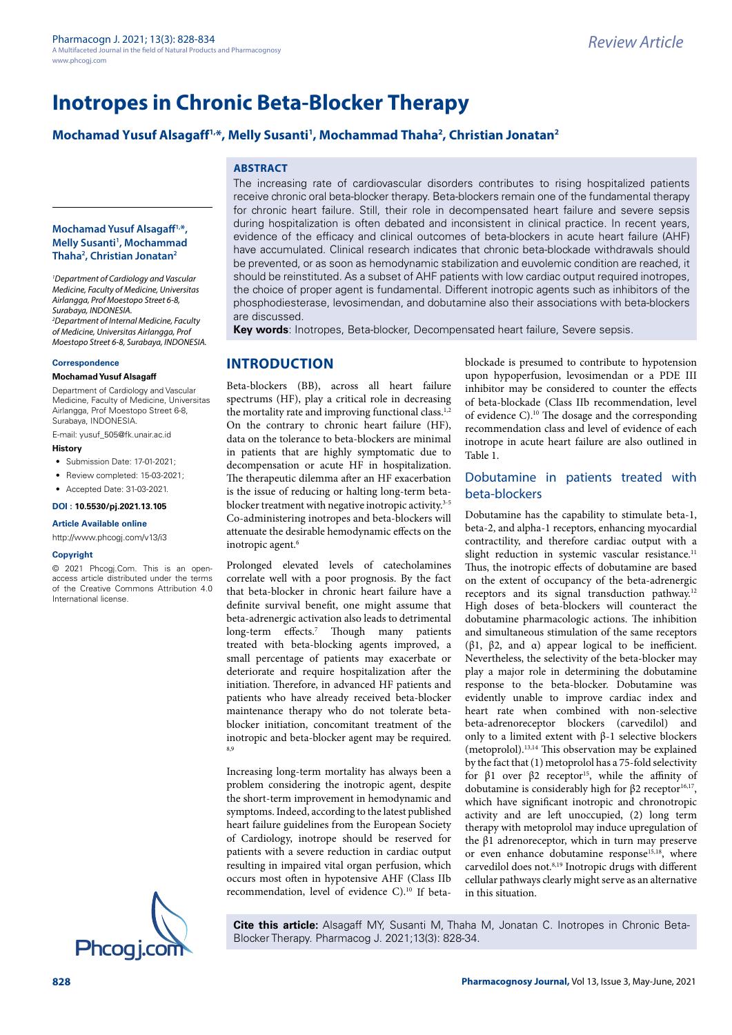# Inotropes in Chronic Beta-Blocker Therapy

**Mochamad Yusuf Alsagaff[1,*], Melly Susanti[1], Mochammad Thaha[2], Christian Jonatan[2]**

[1]*Department of Cardiology and Vascular Medicine, Faculty of Medicine, Universitas Airlangga, Prof Moestopo Street 6-8, Surabaya, INDONESIA.*
[2]*Department of Internal Medicine, Faculty of Medicine, Universitas Airlangga, Prof Moestopo Street 6-8, Surabaya, INDONESIA.*

**Correspondence**

**Mochamad Yusuf Alsagaff**

Department of Cardiology and Vascular Medicine, Faculty of Medicine, Universitas Airlangga, Prof Moestopo Street 6-8, Surabaya, INDONESIA.

E-mail: yusuf_505@fk.unair.ac.id

**History**

- Submission Date: 17-01-2021;
- Review completed: 15-03-2021;
- Accepted Date: 31-03-2021.

**DOI : 10.5530/pj.2021.13.105**

**Article Available online**

http://www.phcogj.com/v13/i3

**Copyright**

© 2021 Phcogj.Com. This is an open-access article distributed under the terms of the Creative Commons Attribution 4.0 International license.

## ABSTRACT

The increasing rate of cardiovascular disorders contributes to rising hospitalized patients receive chronic oral beta-blocker therapy. Beta-blockers remain one of the fundamental therapy for chronic heart failure. Still, their role in decompensated heart failure and severe sepsis during hospitalization is often debated and inconsistent in clinical practice. In recent years, evidence of the efficacy and clinical outcomes of beta-blockers in acute heart failure (AHF) have accumulated. Clinical research indicates that chronic beta-blockade withdrawals should be prevented, or as soon as hemodynamic stabilization and euvolemic condition are reached, it should be reinstituted. As a subset of AHF patients with low cardiac output required inotropes, the choice of proper agent is fundamental. Different inotropic agents such as inhibitors of the phosphodiesterase, levosimendan, and dobutamine also their associations with beta-blockers are discussed.

**Key words**: Inotropes, Beta-blocker, Decompensated heart failure, Severe sepsis.

## INTRODUCTION

Beta-blockers (BB), across all heart failure spectrums (HF), play a critical role in decreasing the mortality rate and improving functional class.[1,2] On the contrary to chronic heart failure (HF), data on the tolerance to beta-blockers are minimal in patients that are highly symptomatic due to decompensation or acute HF in hospitalization. The therapeutic dilemma after an HF exacerbation is the issue of reducing or halting long-term beta-blocker treatment with negative inotropic activity.[3-5] Co-administering inotropes and beta-blockers will attenuate the desirable hemodynamic effects on the inotropic agent.[6]

Prolonged elevated levels of catecholamines correlate well with a poor prognosis. By the fact that beta-blocker in chronic heart failure have a definite survival benefit, one might assume that beta-adrenergic activation also leads to detrimental long-term effects.[7] Though many patients treated with beta-blocking agents improved, a small percentage of patients may exacerbate or deteriorate and require hospitalization after the initiation. Therefore, in advanced HF patients and patients who have already received beta-blocker maintenance therapy who do not tolerate beta-blocker initiation, concomitant treatment of the inotropic and beta-blocker agent may be required.[8,9]

Increasing long-term mortality has always been a problem considering the inotropic agent, despite the short-term improvement in hemodynamic and symptoms. Indeed, according to the latest published heart failure guidelines from the European Society of Cardiology, inotrope should be reserved for patients with a severe reduction in cardiac output resulting in impaired vital organ perfusion, which occurs most often in hypotensive AHF (Class IIb recommendation, level of evidence C).[10] If beta-blockade is presumed to contribute to hypotension upon hypoperfusion, levosimendan or a PDE III inhibitor may be considered to counter the effects of beta-blockade (Class IIb recommendation, level of evidence C).[10] The dosage and the corresponding recommendation class and level of evidence of each inotrope in acute heart failure are also outlined in Table 1.

### Dobutamine in patients treated with beta-blockers

Dobutamine has the capability to stimulate beta-1, beta-2, and alpha-1 receptors, enhancing myocardial contractility, and therefore cardiac output with a slight reduction in systemic vascular resistance.[11] Thus, the inotropic effects of dobutamine are based on the extent of occupancy of the beta-adrenergic receptors and its signal transduction pathway.[12] High doses of beta-blockers will counteract the dobutamine pharmacologic actions. The inhibition and simultaneous stimulation of the same receptors (β1, β2, and α) appear logical to be inefficient. Nevertheless, the selectivity of the beta-blocker may play a major role in determining the dobutamine response to the beta-blocker. Dobutamine was evidently unable to improve cardiac index and heart rate when combined with non-selective beta-adrenoreceptor blockers (carvedilol) and only to a limited extent with β-1 selective blockers (metoprolol).[13,14] This observation may be explained by the fact that (1) metoprolol has a 75-fold selectivity for β1 over β2 receptor[15], while the affinity of dobutamine is considerably high for β2 receptor[16,17], which have significant inotropic and chronotropic activity and are left unoccupied, (2) long term therapy with metoprolol may induce upregulation of the β1 adrenoreceptor, which in turn may preserve or even enhance dobutamine response[15,18], where carvedilol does not.[8,19] Inotropic drugs with different cellular pathways clearly might serve as an alternative in this situation.

**Cite this article:** Alsagaff MY, Susanti M, Thaha M, Jonatan C. Inotropes in Chronic Beta-Blocker Therapy. Pharmacog J. 2021;13(3): 828-34.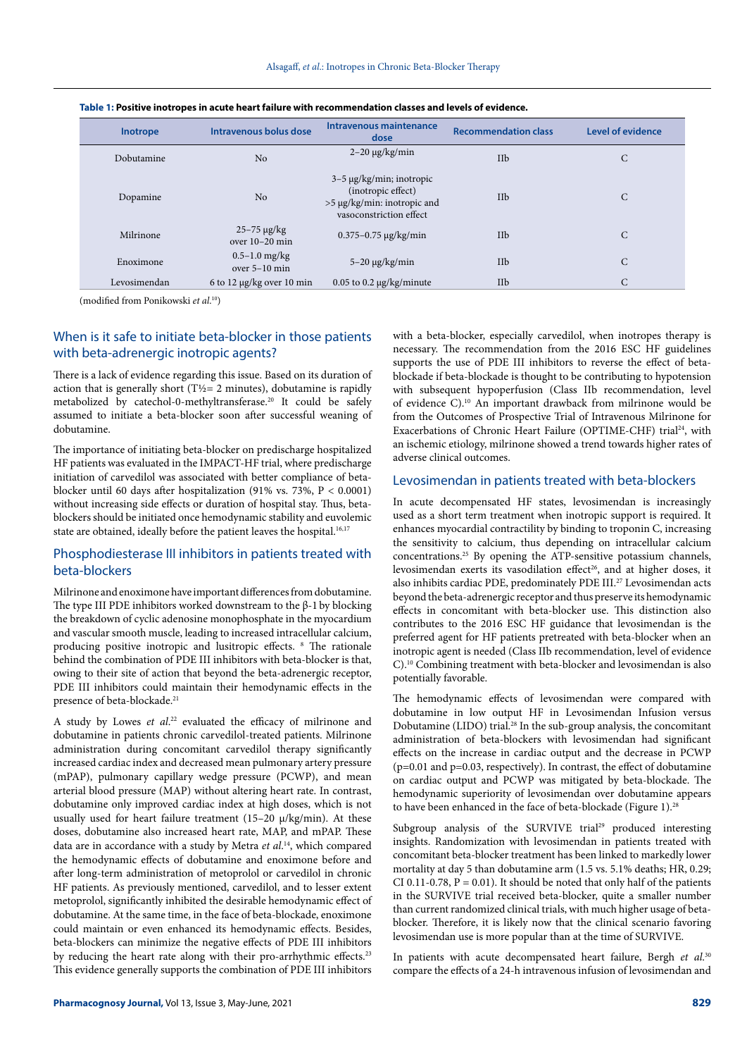**Table 1: Positive inotropes in acute heart failure with recommendation classes and levels of evidence.**

| Inotrope | Intravenous bolus dose | Intravenous maintenance dose | Recommendation class | Level of evidence |
|---|---|---|---|---|
| Dobutamine | No | 2–20 μg/kg/min | IIb | C |
| Dopamine | No | 3–5 μg/kg/min; inotropic (inotropic effect) >5 μg/kg/min: inotropic and vasoconstriction effect | IIb | C |
| Milrinone | 25–75 μg/kg over 10–20 min | 0.375–0.75 μg/kg/min | IIb | C |
| Enoximone | 0.5–1.0 mg/kg over 5–10 min | 5–20 μg/kg/min | IIb | C |
| Levosimendan | 6 to 12 μg/kg over 10 min | 0.05 to 0.2 μg/kg/minute | IIb | C |

(modified from Ponikowski *et al.*[10])

## When is it safe to initiate beta-blocker in those patients with beta-adrenergic inotropic agents?

There is a lack of evidence regarding this issue. Based on its duration of action that is generally short (T½= 2 minutes), dobutamine is rapidly metabolized by catechol-0-methyltransferase.[20] It could be safely assumed to initiate a beta-blocker soon after successful weaning of dobutamine.

The importance of initiating beta-blocker on predischarge hospitalized HF patients was evaluated in the IMPACT-HF trial, where predischarge initiation of carvedilol was associated with better compliance of beta-blocker until 60 days after hospitalization (91% vs. 73%, $P < 0.0001$) without increasing side effects or duration of hospital stay. Thus, beta-blockers should be initiated once hemodynamic stability and euvolemic state are obtained, ideally before the patient leaves the hospital.[16,17]

## Phosphodiesterase III inhibitors in patients treated with beta-blockers

Milrinone and enoximone have important differences from dobutamine. The type III PDE inhibitors worked downstream to the β-1 by blocking the breakdown of cyclic adenosine monophosphate in the myocardium and vascular smooth muscle, leading to increased intracellular calcium, producing positive inotropic and lusitropic effects. [8] The rationale behind the combination of PDE III inhibitors with beta-blocker is that, owing to their site of action that beyond the beta-adrenergic receptor, PDE III inhibitors could maintain their hemodynamic effects in the presence of beta-blockade.[21]

A study by Lowes *et al.*[22] evaluated the efficacy of milrinone and dobutamine in patients chronic carvedilol-treated patients. Milrinone administration during concomitant carvedilol therapy significantly increased cardiac index and decreased mean pulmonary artery pressure (mPAP), pulmonary capillary wedge pressure (PCWP), and mean arterial blood pressure (MAP) without altering heart rate. In contrast, dobutamine only improved cardiac index at high doses, which is not usually used for heart failure treatment (15–20 μ/kg/min). At these doses, dobutamine also increased heart rate, MAP, and mPAP. These data are in accordance with a study by Metra *et al.*[14], which compared the hemodynamic effects of dobutamine and enoximone before and after long-term administration of metoprolol or carvedilol in chronic HF patients. As previously mentioned, carvedilol, and to lesser extent metoprolol, significantly inhibited the desirable hemodynamic effect of dobutamine. At the same time, in the face of beta-blockade, enoximone could maintain or even enhanced its hemodynamic effects. Besides, beta-blockers can minimize the negative effects of PDE III inhibitors by reducing the heart rate along with their pro-arrhythmic effects.[23] This evidence generally supports the combination of PDE III inhibitors with a beta-blocker, especially carvedilol, when inotropes therapy is necessary. The recommendation from the 2016 ESC HF guidelines supports the use of PDE III inhibitors to reverse the effect of beta-blockade if beta-blockade is thought to be contributing to hypotension with subsequent hypoperfusion (Class IIb recommendation, level of evidence C).[10] An important drawback from milrinone would be from the Outcomes of Prospective Trial of Intravenous Milrinone for Exacerbations of Chronic Heart Failure (OPTIME-CHF) trial[24], with an ischemic etiology, milrinone showed a trend towards higher rates of adverse clinical outcomes.

## Levosimendan in patients treated with beta-blockers

In acute decompensated HF states, levosimendan is increasingly used as a short term treatment when inotropic support is required. It enhances myocardial contractility by binding to troponin C, increasing the sensitivity to calcium, thus depending on intracellular calcium concentrations.[25] By opening the ATP-sensitive potassium channels, levosimendan exerts its vasodilation effect[26], and at higher doses, it also inhibits cardiac PDE, predominately PDE III.[27] Levosimendan acts beyond the beta-adrenergic receptor and thus preserve its hemodynamic effects in concomitant with beta-blocker use. This distinction also contributes to the 2016 ESC HF guidance that levosimendan is the preferred agent for HF patients pretreated with beta-blocker when an inotropic agent is needed (Class IIb recommendation, level of evidence C).[10] Combining treatment with beta-blocker and levosimendan is also potentially favorable.

The hemodynamic effects of levosimendan were compared with dobutamine in low output HF in Levosimendan Infusion versus Dobutamine (LIDO) trial.[28] In the sub-group analysis, the concomitant administration of beta-blockers with levosimendan had significant effects on the increase in cardiac output and the decrease in PCWP ($p=0.01$ and $p=0.03$, respectively). In contrast, the effect of dobutamine on cardiac output and PCWP was mitigated by beta-blockade. The hemodynamic superiority of levosimendan over dobutamine appears to have been enhanced in the face of beta-blockade (Figure 1).[28]

Subgroup analysis of the SURVIVE trial[29] produced interesting insights. Randomization with levosimendan in patients treated with concomitant beta-blocker treatment has been linked to markedly lower mortality at day 5 than dobutamine arm (1.5 vs. 5.1% deaths; HR, 0.29; CI 0.11-0.78, $P = 0.01$). It should be noted that only half of the patients in the SURVIVE trial received beta-blocker, quite a smaller number than current randomized clinical trials, with much higher usage of beta-blocker. Therefore, it is likely now that the clinical scenario favoring levosimendan use is more popular than at the time of SURVIVE.

In patients with acute decompensated heart failure, Bergh *et al.*[30] compare the effects of a 24-h intravenous infusion of levosimendan and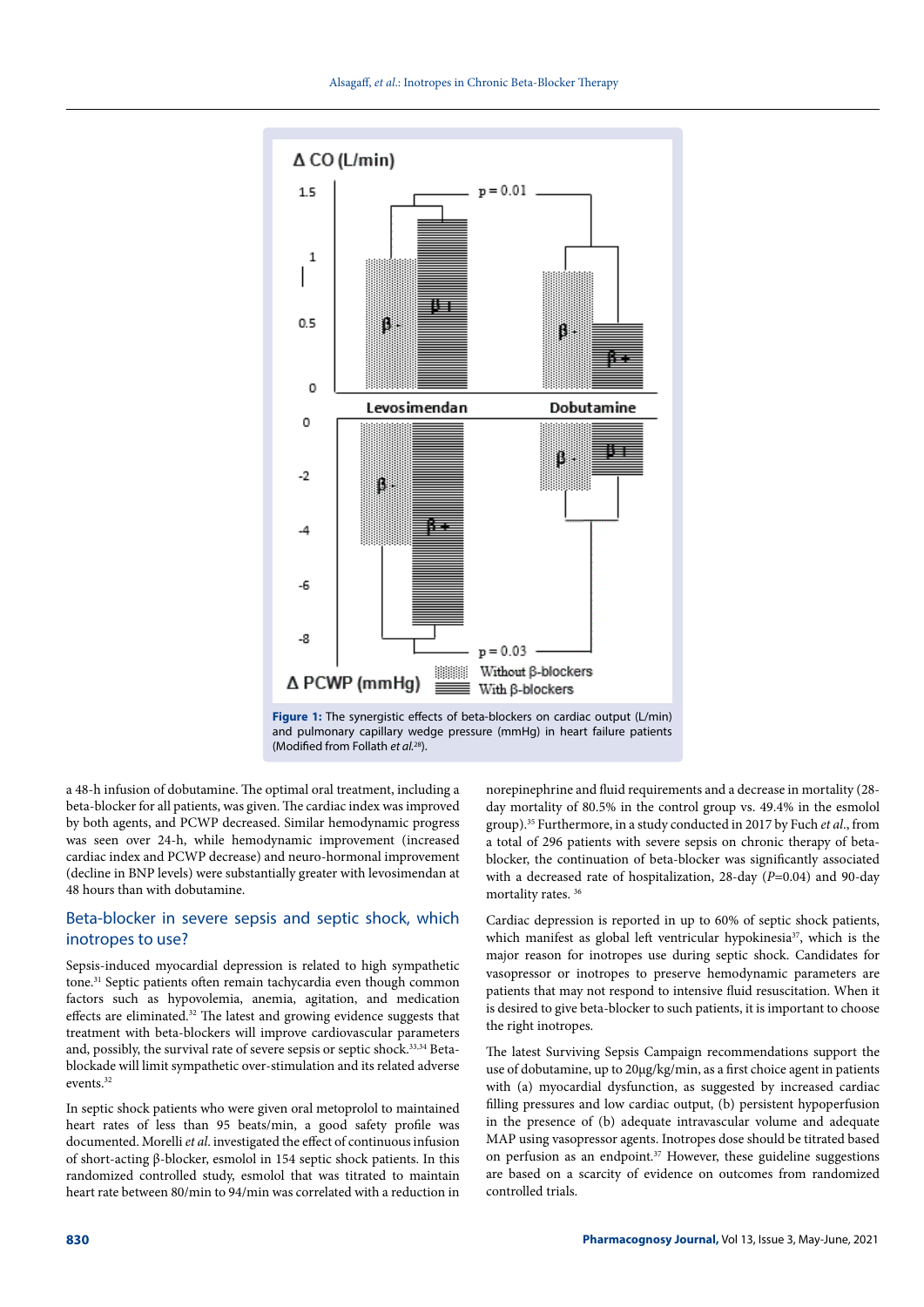Figure 1: The synergistic effects of beta-blockers on cardiac output (L/min) and pulmonary capillary wedge pressure (mmHg) in heart failure patients (Modified from Follath *et al.*[28]).

a 48-h infusion of dobutamine. The optimal oral treatment, including a beta-blocker for all patients, was given. The cardiac index was improved by both agents, and PCWP decreased. Similar hemodynamic progress was seen over 24-h, while hemodynamic improvement (increased cardiac index and PCWP decrease) and neuro-hormonal improvement (decline in BNP levels) were substantially greater with levosimendan at 48 hours than with dobutamine.

## Beta-blocker in severe sepsis and septic shock, which inotropes to use?

Sepsis-induced myocardial depression is related to high sympathetic tone.[31] Septic patients often remain tachycardia even though common factors such as hypovolemia, anemia, agitation, and medication effects are eliminated.[32] The latest and growing evidence suggests that treatment with beta-blockers will improve cardiovascular parameters and, possibly, the survival rate of severe sepsis or septic shock.[33,34] Beta-blockade will limit sympathetic over-stimulation and its related adverse events.[32]

In septic shock patients who were given oral metoprolol to maintained heart rates of less than 95 beats/min, a good safety profile was documented. Morelli *et al.* investigated the effect of continuous infusion of short-acting β-blocker, esmolol in 154 septic shock patients. In this randomized controlled study, esmolol that was titrated to maintain heart rate between 80/min to 94/min was correlated with a reduction in norepinephrine and fluid requirements and a decrease in mortality (28-day mortality of 80.5% in the control group vs. 49.4% in the esmolol group).[35] Furthermore, in a study conducted in 2017 by Fuch *et al.*, from a total of 296 patients with severe sepsis on chronic therapy of beta-blocker, the continuation of beta-blocker was significantly associated with a decreased rate of hospitalization, 28-day ($P$=0.04) and 90-day mortality rates.[36]

Cardiac depression is reported in up to 60% of septic shock patients, which manifest as global left ventricular hypokinesia[37], which is the major reason for inotropes use during septic shock. Candidates for vasopressor or inotropes to preserve hemodynamic parameters are patients that may not respond to intensive fluid resuscitation. When it is desired to give beta-blocker to such patients, it is important to choose the right inotropes.

The latest Surviving Sepsis Campaign recommendations support the use of dobutamine, up to 20μg/kg/min, as a first choice agent in patients with (a) myocardial dysfunction, as suggested by increased cardiac filling pressures and low cardiac output, (b) persistent hypoperfusion in the presence of (b) adequate intravascular volume and adequate MAP using vasopressor agents. Inotropes dose should be titrated based on perfusion as an endpoint.[37] However, these guideline suggestions are based on a scarcity of evidence on outcomes from randomized controlled trials.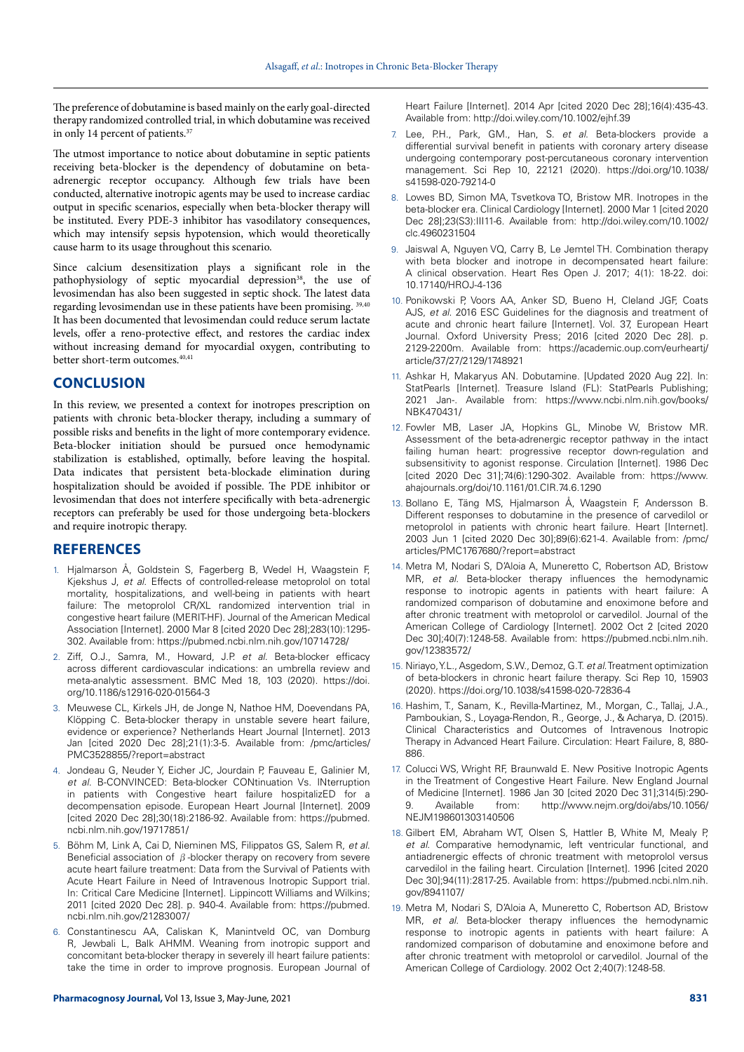The preference of dobutamine is based mainly on the early goal-directed therapy randomized controlled trial, in which dobutamine was received in only 14 percent of patients.[37]

The utmost importance to notice about dobutamine in septic patients receiving beta-blocker is the dependency of dobutamine on beta-adrenergic receptor occupancy. Although few trials have been conducted, alternative inotropic agents may be used to increase cardiac output in specific scenarios, especially when beta-blocker therapy will be instituted. Every PDE-3 inhibitor has vasodilatory consequences, which may intensify sepsis hypotension, which would theoretically cause harm to its usage throughout this scenario.

Since calcium desensitization plays a significant role in the pathophysiology of septic myocardial depression[38], the use of levosimendan has also been suggested in septic shock. The latest data regarding levosimendan use in these patients have been promising. [39,40] It has been documented that levosimendan could reduce serum lactate levels, offer a reno-protective effect, and restores the cardiac index without increasing demand for myocardial oxygen, contributing to better short-term outcomes.[40,41]

## CONCLUSION

In this review, we presented a context for inotropes prescription on patients with chronic beta-blocker therapy, including a summary of possible risks and benefits in the light of more contemporary evidence. Beta-blocker initiation should be pursued once hemodynamic stabilization is established, optimally, before leaving the hospital. Data indicates that persistent beta-blockade elimination during hospitalization should be avoided if possible. The PDE inhibitor or levosimendan that does not interfere specifically with beta-adrenergic receptors can preferably be used for those undergoing beta-blockers and require inotropic therapy.

## REFERENCES

1. Hjalmarson Å, Goldstein S, Fagerberg B, Wedel H, Waagstein F, Kjekshus J, *et al.* Effects of controlled-release metoprolol on total mortality, hospitalizations, and well-being in patients with heart failure: The metoprolol CR/XL randomized intervention trial in congestive heart failure (MERIT-HF). Journal of the American Medical Association [Internet]. 2000 Mar 8 [cited 2020 Dec 28];283(10):1295-302. Available from: https://pubmed.ncbi.nlm.nih.gov/10714728/
2. Ziff, O.J., Samra, M., Howard, J.P. *et al.* Beta-blocker efficacy across different cardiovascular indications: an umbrella review and meta-analytic assessment. BMC Med 18, 103 (2020). https://doi.org/10.1186/s12916-020-01564-3
3. Meuwese CL, Kirkels JH, de Jonge N, Nathoe HM, Doevendans PA, Klöpping C. Beta-blocker therapy in unstable severe heart failure, evidence or experience? Netherlands Heart Journal [Internet]. 2013 Jan [cited 2020 Dec 28];21(1):3-5. Available from: /pmc/articles/PMC3528855/?report=abstract
4. Jondeau G, Neuder Y, Eicher JC, Jourdain P, Fauveau E, Galinier M, *et al.* B-CONVINCED: Beta-blocker CONtinuation Vs. INterruption in patients with Congestive heart failure hospitalizED for a decompensation episode. European Heart Journal [Internet]. 2009 [cited 2020 Dec 28];30(18):2186-92. Available from: https://pubmed.ncbi.nlm.nih.gov/19717851/
5. Böhm M, Link A, Cai D, Nieminen MS, Filippatos GS, Salem R, *et al.* Beneficial association of $\beta$-blocker therapy on recovery from severe acute heart failure treatment: Data from the Survival of Patients with Acute Heart Failure in Need of Intravenous Inotropic Support trial. In: Critical Care Medicine [Internet]. Lippincott Williams and Wilkins; 2011 [cited 2020 Dec 28]. p. 940-4. Available from: https://pubmed.ncbi.nlm.nih.gov/21283007/
6. Constantinescu AA, Caliskan K, Manintveld OC, van Domburg R, Jewbali L, Balk AHMM. Weaning from inotropic support and concomitant beta-blocker therapy in severely ill heart failure patients: take the time in order to improve prognosis. European Journal of Heart Failure [Internet]. 2014 Apr [cited 2020 Dec 28];16(4):435-43. Available from: http://doi.wiley.com/10.1002/ejhf.39
7. Lee, P.H., Park, GM., Han, S. *et al.* Beta-blockers provide a differential survival benefit in patients with coronary artery disease undergoing contemporary post-percutaneous coronary intervention management. Sci Rep 10, 22121 (2020). https://doi.org/10.1038/s41598-020-79214-0
8. Lowes BD, Simon MA, Tsvetkova TO, Bristow MR. Inotropes in the beta-blocker era. Clinical Cardiology [Internet]. 2000 Mar 1 [cited 2020 Dec 28];23(S3):III11-6. Available from: http://doi.wiley.com/10.1002/clc.4960231504
9. Jaiswal A, Nguyen VQ, Carry B, Le Jemtel TH. Combination therapy with beta blocker and inotrope in decompensated heart failure: A clinical observation. Heart Res Open J. 2017; 4(1): 18-22. doi: 10.17140/HROJ-4-136
10. Ponikowski P, Voors AA, Anker SD, Bueno H, Cleland JGF, Coats AJS, *et al.* 2016 ESC Guidelines for the diagnosis and treatment of acute and chronic heart failure [Internet]. Vol. 37, European Heart Journal. Oxford University Press; 2016 [cited 2020 Dec 28]. p. 2129-2200m. Available from: https://academic.oup.com/eurheartj/article/37/27/2129/1748921
11. Ashkar H, Makaryus AN. Dobutamine. [Updated 2020 Aug 22]. In: StatPearls [Internet]. Treasure Island (FL): StatPearls Publishing; 2021 Jan-. Available from: https://www.ncbi.nlm.nih.gov/books/NBK470431/
12. Fowler MB, Laser JA, Hopkins GL, Minobe W, Bristow MR. Assessment of the beta-adrenergic receptor pathway in the intact failing human heart: progressive receptor down-regulation and subsensitivity to agonist response. Circulation [Internet]. 1986 Dec [cited 2020 Dec 31];74(6):1290-302. Available from: https://www.ahajournals.org/doi/10.1161/01.CIR.74.6.1290
13. Bollano E, Täng MS, Hjalmarson Å, Waagstein F, Andersson B. Different responses to dobutamine in the presence of carvedilol or metoprolol in patients with chronic heart failure. Heart [Internet]. 2003 Jun 1 [cited 2020 Dec 30];89(6):621-4. Available from: /pmc/articles/PMC1767680/?report=abstract
14. Metra M, Nodari S, D'Aloia A, Muneretto C, Robertson AD, Bristow MR, *et al.* Beta-blocker therapy influences the hemodynamic response to inotropic agents in patients with heart failure: A randomized comparison of dobutamine and enoximone before and after chronic treatment with metoprolol or carvedilol. Journal of the American College of Cardiology [Internet]. 2002 Oct 2 [cited 2020 Dec 30];40(7):1248-58. Available from: https://pubmed.ncbi.nlm.nih.gov/12383572/
15. Niriayo, Y.L., Asgedom, S.W., Demoz, G.T. *et al.* Treatment optimization of beta-blockers in chronic heart failure therapy. Sci Rep 10, 15903 (2020). https://doi.org/10.1038/s41598-020-72836-4
16. Hashim, T., Sanam, K., Revilla-Martinez, M., Morgan, C., Tallaj, J.A., Pamboukian, S., Loyaga-Rendon, R., George, J., & Acharya, D. (2015). Clinical Characteristics and Outcomes of Intravenous Inotropic Therapy in Advanced Heart Failure. Circulation: Heart Failure, 8, 880-886.
17. Colucci WS, Wright RF, Braunwald E. New Positive Inotropic Agents in the Treatment of Congestive Heart Failure. New England Journal of Medicine [Internet]. 1986 Jan 30 [cited 2020 Dec 31];314(5):290-9. Available from: http://www.nejm.org/doi/abs/10.1056/NEJM198601303140506
18. Gilbert EM, Abraham WT, Olsen S, Hattler B, White M, Mealy P, *et al.* Comparative hemodynamic, left ventricular functional, and antiadrenergic effects of chronic treatment with metoprolol versus carvedilol in the failing heart. Circulation [Internet]. 1996 [cited 2020 Dec 30];94(11):2817-25. Available from: https://pubmed.ncbi.nlm.nih.gov/8941107/
19. Metra M, Nodari S, D'Aloia A, Muneretto C, Robertson AD, Bristow MR, *et al.* Beta-blocker therapy influences the hemodynamic response to inotropic agents in patients with heart failure: A randomized comparison of dobutamine and enoximone before and after chronic treatment with metoprolol or carvedilol. Journal of the American College of Cardiology. 2002 Oct 2;40(7):1248-58.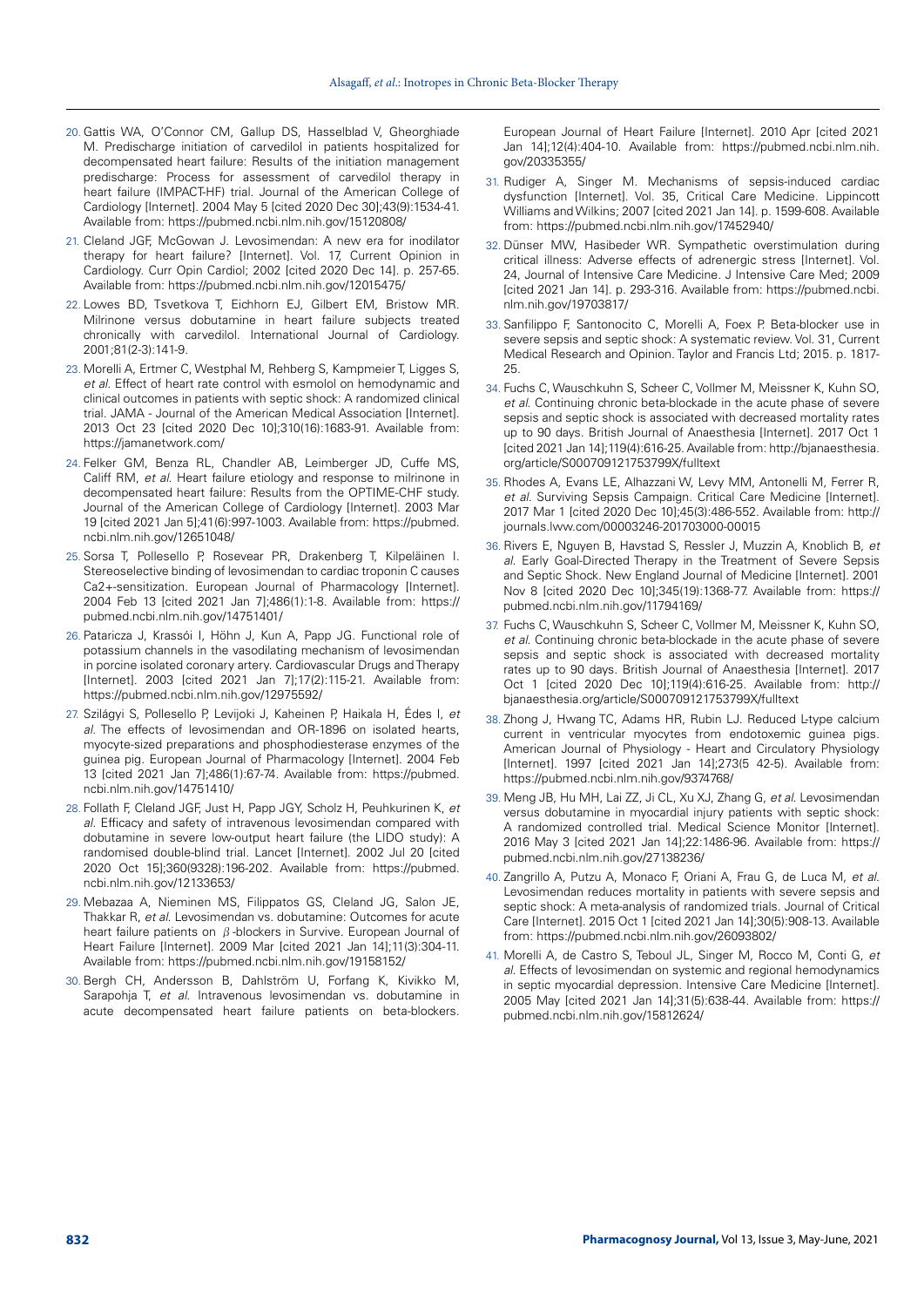20. Gattis WA, O'Connor CM, Gallup DS, Hasselblad V, Gheorghiade M. Predischarge initiation of carvedilol in patients hospitalized for decompensated heart failure: Results of the initiation management predischarge: Process for assessment of carvedilol therapy in heart failure (IMPACT-HF) trial. Journal of the American College of Cardiology [Internet]. 2004 May 5 [cited 2020 Dec 30];43(9):1534-41. Available from: https://pubmed.ncbi.nlm.nih.gov/15120808/

21. Cleland JGF, McGowan J. Levosimendan: A new era for inodilator therapy for heart failure? [Internet]. Vol. 17, Current Opinion in Cardiology. Curr Opin Cardiol; 2002 [cited 2020 Dec 14]. p. 257-65. Available from: https://pubmed.ncbi.nlm.nih.gov/12015475/

22. Lowes BD, Tsvetkova T, Eichhorn EJ, Gilbert EM, Bristow MR. Milrinone versus dobutamine in heart failure subjects treated chronically with carvedilol. International Journal of Cardiology. 2001;81(2-3):141-9.

23. Morelli A, Ertmer C, Westphal M, Rehberg S, Kampmeier T, Ligges S, *et al.* Effect of heart rate control with esmolol on hemodynamic and clinical outcomes in patients with septic shock: A randomized clinical trial. JAMA - Journal of the American Medical Association [Internet]. 2013 Oct 23 [cited 2020 Dec 10];310(16):1683-91. Available from: https://jamanetwork.com/

24. Felker GM, Benza RL, Chandler AB, Leimberger JD, Cuffe MS, Califf RM, *et al.* Heart failure etiology and response to milrinone in decompensated heart failure: Results from the OPTIME-CHF study. Journal of the American College of Cardiology [Internet]. 2003 Mar 19 [cited 2021 Jan 5];41(6):997-1003. Available from: https://pubmed.ncbi.nlm.nih.gov/12651048/

25. Sorsa T, Pollesello P, Rosevear PR, Drakenberg T, Kilpeläinen I. Stereoselective binding of levosimendan to cardiac troponin C causes Ca2+-sensitization. European Journal of Pharmacology [Internet]. 2004 Feb 13 [cited 2021 Jan 7];486(1):1-8. Available from: https://pubmed.ncbi.nlm.nih.gov/14751401/

26. Pataricza J, Krassói I, Höhn J, Kun A, Papp JG. Functional role of potassium channels in the vasodilating mechanism of levosimendan in porcine isolated coronary artery. Cardiovascular Drugs and Therapy [Internet]. 2003 [cited 2021 Jan 7];17(2):115-21. Available from: https://pubmed.ncbi.nlm.nih.gov/12975592/

27. Szilágyi S, Pollesello P, Levijoki J, Kaheinen P, Haikala H, Édes I, *et al.* The effects of levosimendan and OR-1896 on isolated hearts, myocyte-sized preparations and phosphodiesterase enzymes of the guinea pig. European Journal of Pharmacology [Internet]. 2004 Feb 13 [cited 2021 Jan 7];486(1):67-74. Available from: https://pubmed.ncbi.nlm.nih.gov/14751410/

28. Follath F, Cleland JGF, Just H, Papp JGY, Scholz H, Peuhkurinen K, *et al.* Efficacy and safety of intravenous levosimendan compared with dobutamine in severe low-output heart failure (the LIDO study): A randomised double-blind trial. Lancet [Internet]. 2002 Jul 20 [cited 2020 Oct 15];360(9328):196-202. Available from: https://pubmed.ncbi.nlm.nih.gov/12133653/

29. Mebazaa A, Nieminen MS, Filippatos GS, Cleland JG, Salon JE, Thakkar R, *et al.* Levosimendan vs. dobutamine: Outcomes for acute heart failure patients on β-blockers in Survive. European Journal of Heart Failure [Internet]. 2009 Mar [cited 2021 Jan 14];11(3):304-11. Available from: https://pubmed.ncbi.nlm.nih.gov/19158152/

30. Bergh CH, Andersson B, Dahlström U, Forfang K, Kivikko M, Sarapohja T, *et al.* Intravenous levosimendan vs. dobutamine in acute decompensated heart failure patients on beta-blockers. European Journal of Heart Failure [Internet]. 2010 Apr [cited 2021 Jan 14];12(4):404-10. Available from: https://pubmed.ncbi.nlm.nih.gov/20335355/

31. Rudiger A, Singer M. Mechanisms of sepsis-induced cardiac dysfunction [Internet]. Vol. 35, Critical Care Medicine. Lippincott Williams and Wilkins; 2007 [cited 2021 Jan 14]. p. 1599-608. Available from: https://pubmed.ncbi.nlm.nih.gov/17452940/

32. Dünser MW, Hasibeder WR. Sympathetic overstimulation during critical illness: Adverse effects of adrenergic stress [Internet]. Vol. 24, Journal of Intensive Care Medicine. J Intensive Care Med; 2009 [cited 2021 Jan 14]. p. 293-316. Available from: https://pubmed.ncbi.nlm.nih.gov/19703817/

33. Sanfilippo F, Santonocito C, Morelli A, Foex P. Beta-blocker use in severe sepsis and septic shock: A systematic review. Vol. 31, Current Medical Research and Opinion. Taylor and Francis Ltd; 2015. p. 1817-25.

34. Fuchs C, Wauschkuhn S, Scheer C, Vollmer M, Meissner K, Kuhn SO, *et al.* Continuing chronic beta-blockade in the acute phase of severe sepsis and septic shock is associated with decreased mortality rates up to 90 days. British Journal of Anaesthesia [Internet]. 2017 Oct 1 [cited 2021 Jan 14];119(4):616-25. Available from: http://bjanaesthesia.org/article/S000709121753799X/fulltext

35. Rhodes A, Evans LE, Alhazzani W, Levy MM, Antonelli M, Ferrer R, *et al.* Surviving Sepsis Campaign. Critical Care Medicine [Internet]. 2017 Mar 1 [cited 2020 Dec 10];45(3):486-552. Available from: http://journals.lww.com/00003246-201703000-00015

36. Rivers E, Nguyen B, Havstad S, Ressler J, Muzzin A, Knoblich B, *et al.* Early Goal-Directed Therapy in the Treatment of Severe Sepsis and Septic Shock. New England Journal of Medicine [Internet]. 2001 Nov 8 [cited 2020 Dec 10];345(19):1368-77. Available from: https://pubmed.ncbi.nlm.nih.gov/11794169/

37. Fuchs C, Wauschkuhn S, Scheer C, Vollmer M, Meissner K, Kuhn SO, *et al.* Continuing chronic beta-blockade in the acute phase of severe sepsis and septic shock is associated with decreased mortality rates up to 90 days. British Journal of Anaesthesia [Internet]. 2017 Oct 1 [cited 2020 Dec 10];119(4):616-25. Available from: http://bjanaesthesia.org/article/S000709121753799X/fulltext

38. Zhong J, Hwang TC, Adams HR, Rubin LJ. Reduced L-type calcium current in ventricular myocytes from endotoxemic guinea pigs. American Journal of Physiology - Heart and Circulatory Physiology [Internet]. 1997 [cited 2021 Jan 14];273(5 42-5). Available from: https://pubmed.ncbi.nlm.nih.gov/9374768/

39. Meng JB, Hu MH, Lai ZZ, Ji CL, Xu XJ, Zhang G, *et al.* Levosimendan versus dobutamine in myocardial injury patients with septic shock: A randomized controlled trial. Medical Science Monitor [Internet]. 2016 May 3 [cited 2021 Jan 14];22:1486-96. Available from: https://pubmed.ncbi.nlm.nih.gov/27138236/

40. Zangrillo A, Putzu A, Monaco F, Oriani A, Frau G, de Luca M, *et al.* Levosimendan reduces mortality in patients with severe sepsis and septic shock: A meta-analysis of randomized trials. Journal of Critical Care [Internet]. 2015 Oct 1 [cited 2021 Jan 14];30(5):908-13. Available from: https://pubmed.ncbi.nlm.nih.gov/26093802/

41. Morelli A, de Castro S, Teboul JL, Singer M, Rocco M, Conti G, *et al.* Effects of levosimendan on systemic and regional hemodynamics in septic myocardial depression. Intensive Care Medicine [Internet]. 2005 May [cited 2021 Jan 14];31(5):638-44. Available from: https://pubmed.ncbi.nlm.nih.gov/15812624/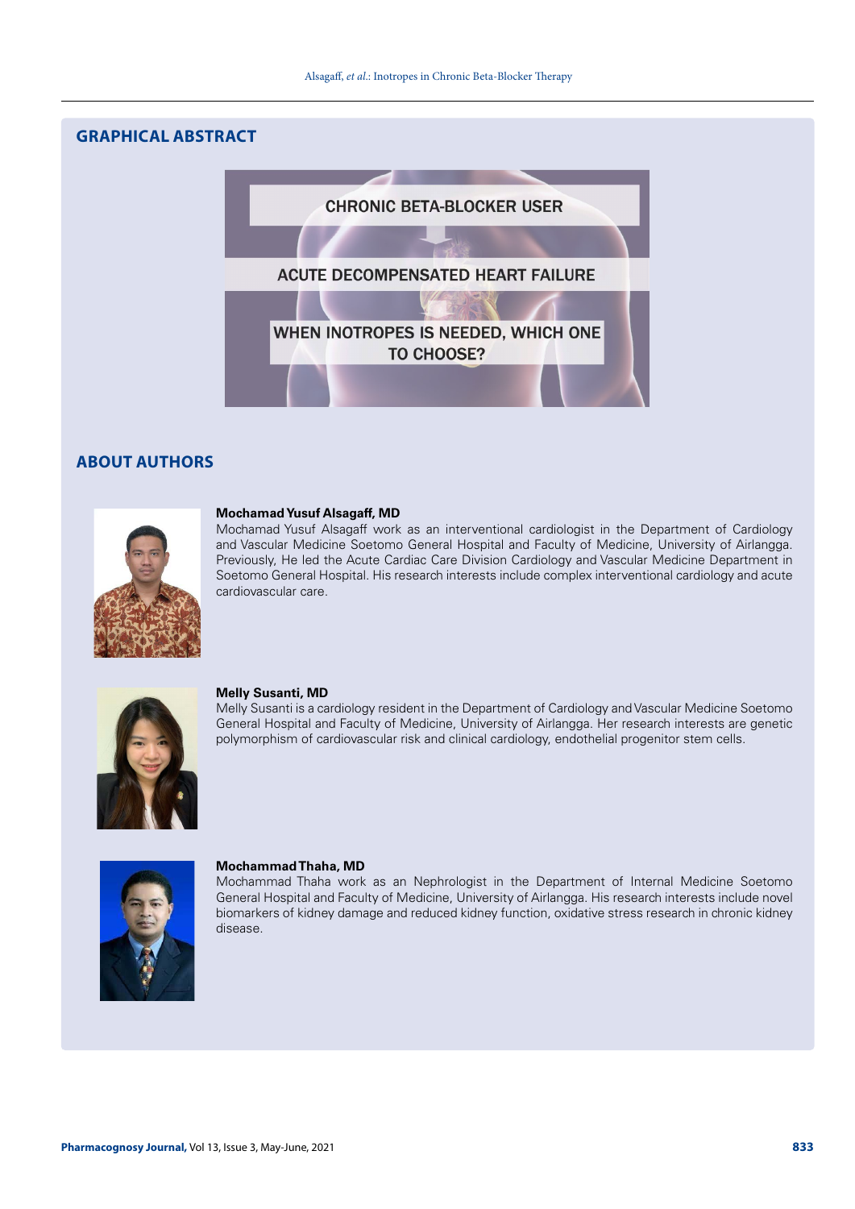## GRAPHICAL ABSTRACT

CHRONIC BETA-BLOCKER USER

ACUTE DECOMPENSATED HEART FAILURE

WHEN INOTROPES IS NEEDED, WHICH ONE TO CHOOSE?

## ABOUT AUTHORS

**Mochamad Yusuf Alsagaff, MD**
Mochamad Yusuf Alsagaff work as an interventional cardiologist in the Department of Cardiology and Vascular Medicine Soetomo General Hospital and Faculty of Medicine, University of Airlangga. Previously, He led the Acute Cardiac Care Division Cardiology and Vascular Medicine Department in Soetomo General Hospital. His research interests include complex interventional cardiology and acute cardiovascular care.

**Melly Susanti, MD**
Melly Susanti is a cardiology resident in the Department of Cardiology and Vascular Medicine Soetomo General Hospital and Faculty of Medicine, University of Airlangga. Her research interests are genetic polymorphism of cardiovascular risk and clinical cardiology, endothelial progenitor stem cells.

**Mochammad Thaha, MD**
Mochammad Thaha work as an Nephrologist in the Department of Internal Medicine Soetomo General Hospital and Faculty of Medicine, University of Airlangga. His research interests include novel biomarkers of kidney damage and reduced kidney function, oxidative stress research in chronic kidney disease.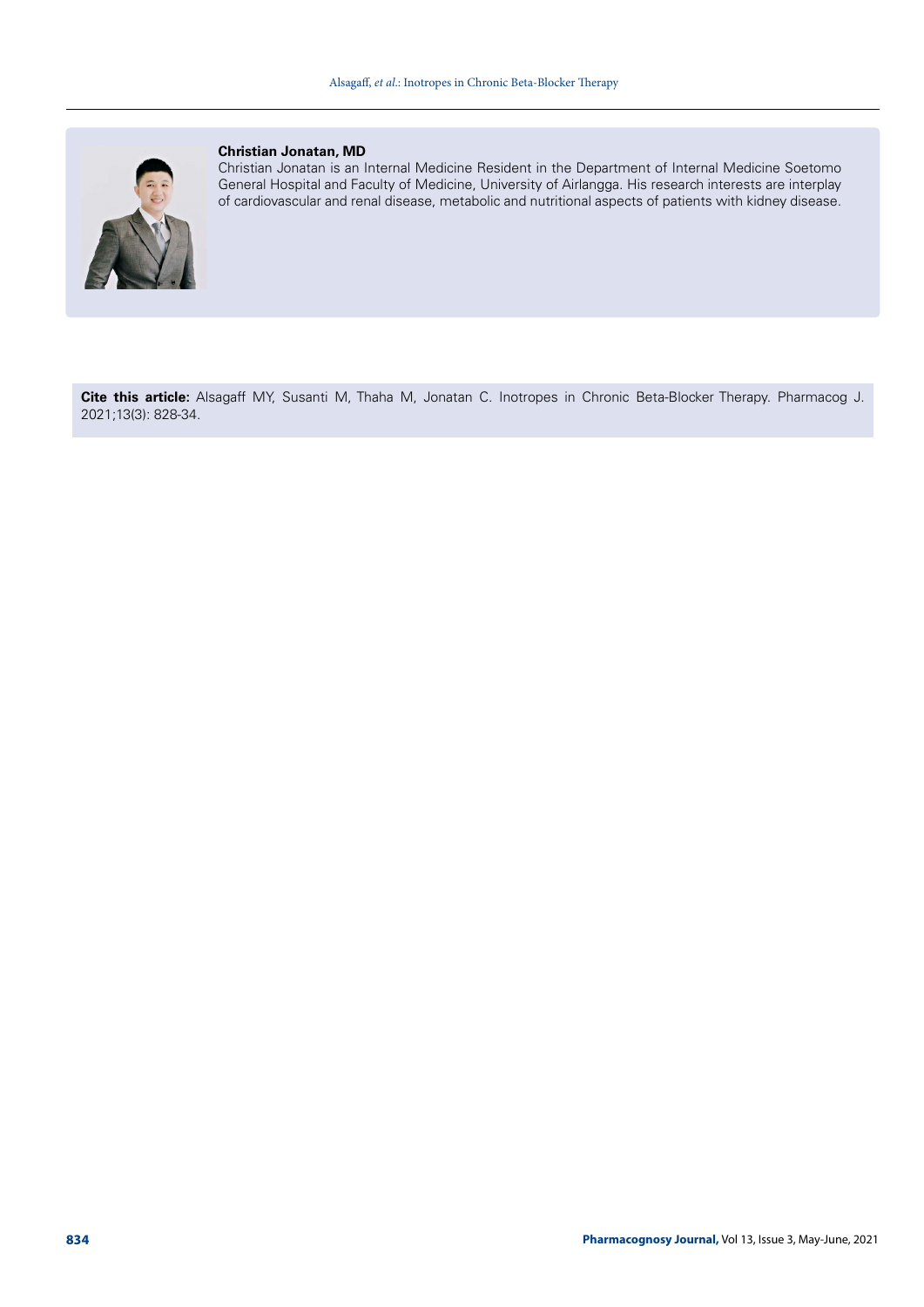**Christian Jonatan, MD**

Christian Jonatan is an Internal Medicine Resident in the Department of Internal Medicine Soetomo General Hospital and Faculty of Medicine, University of Airlangga. His research interests are interplay of cardiovascular and renal disease, metabolic and nutritional aspects of patients with kidney disease.

**Cite this article:** Alsagaff MY, Susanti M, Thaha M, Jonatan C. Inotropes in Chronic Beta-Blocker Therapy. Pharmacog J. 2021;13(3): 828-34.